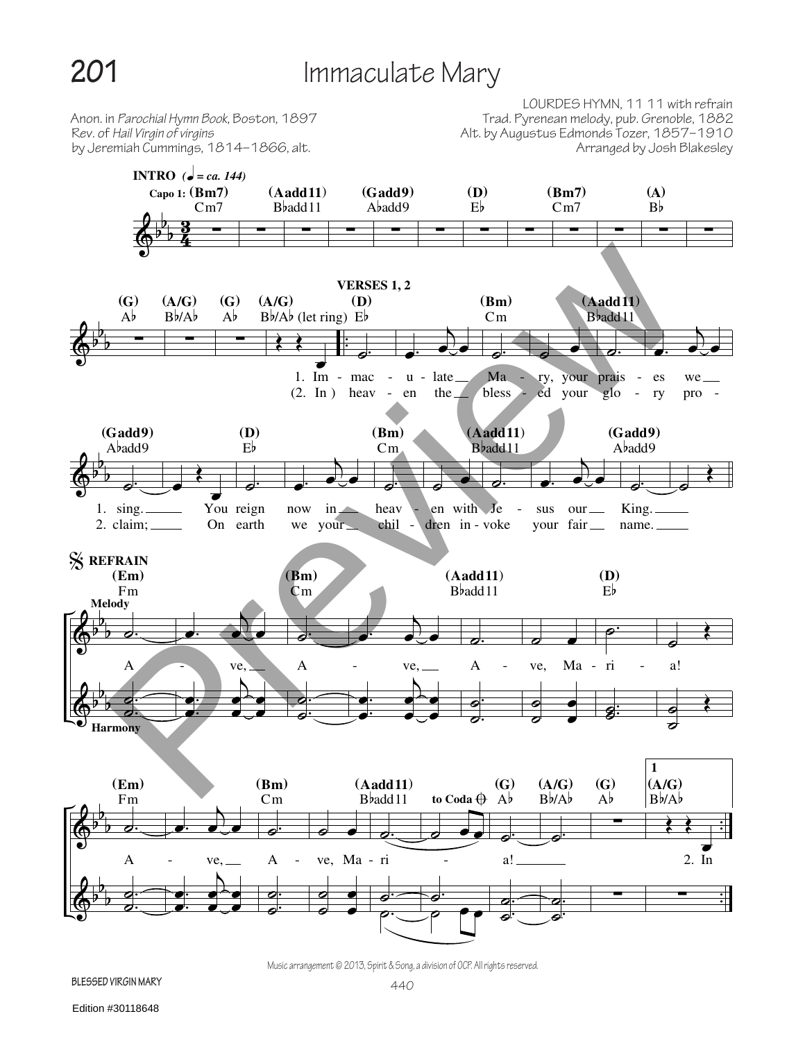# 201 Immaculate Mary

Anon. in *Parochial Hymn Book*, Boston, 1897
Rev. of *Hail Virgin of virgins*
by Jeremiah Cummings, 1814–1866, alt.

LOURDES HYMN, 11 11 with refrain
Trad. Pyrenean melody, pub. Grenoble, 1882
Alt. by Augustus Edmonds Tozer, 1857–1910
Arranged by Josh Blakesley

**INTRO** (♩ = ca. 144)

Capo 1: (Bm7) Cm7 (Aadd11) B♭add11 (Gadd9) A♭add9 (D) E♭ (Bm7) Cm7 (A) B♭

(G) A♭ (A/G) B♭/A♭ (G) A♭ (A/G) B♭/A♭ (let ring)

**VERSES 1, 2**

1. Im - mac - u - late Ma - ry, your prais - es we sing.
You reign now in heav - en with Je - sus our King.

(2. In) heav - en the bless - ed your glo - ry pro - claim;
On earth we your chil - dren in - voke your fair name.

**REFRAIN**

A - ve, A - ve, A - ve, Ma - ri - a!
A - ve, A - ve, Ma - ri - a!

Melody / Harmony

to Coda

2. In

Music arrangement © 2013, Spirit & Song, a division of OCP. All rights reserved.

BLESSED VIRGIN MARY

Edition #30118648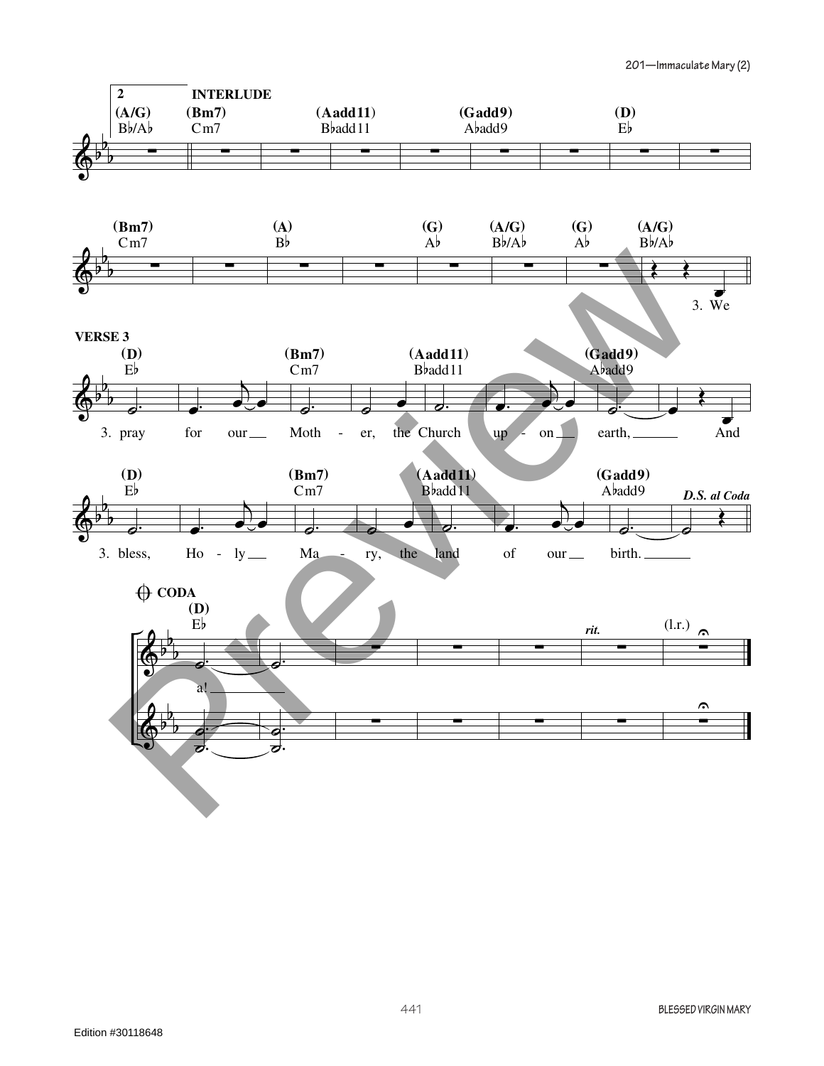**2** **INTERLUDE**

(A/G) Bb/Ab (Bm7) Cm7 (Aadd11) Bbadd11 (Gadd9) Abadd9 (D) Eb

(Bm7) Cm7 (A) Bb (G) Ab (A/G) Bb/Ab (G) Ab (A/G) Bb/Ab

3. We

**VERSE 3**

(D) Eb (Bm7) Cm7 (Aadd11) Bbadd11 (Gadd9) Abadd9

3. pray for our Moth - er, the Church up - on earth, And

(D) Eb (Bm7) Cm7 (Aadd11) Bbadd11 (Gadd9) Abadd9 *D.S. al Coda*

3. bless, Ho - ly Ma - ry, the land of our birth.

**CODA**

(D) Eb *rit.* (l.r.)

a!

Edition #30118648